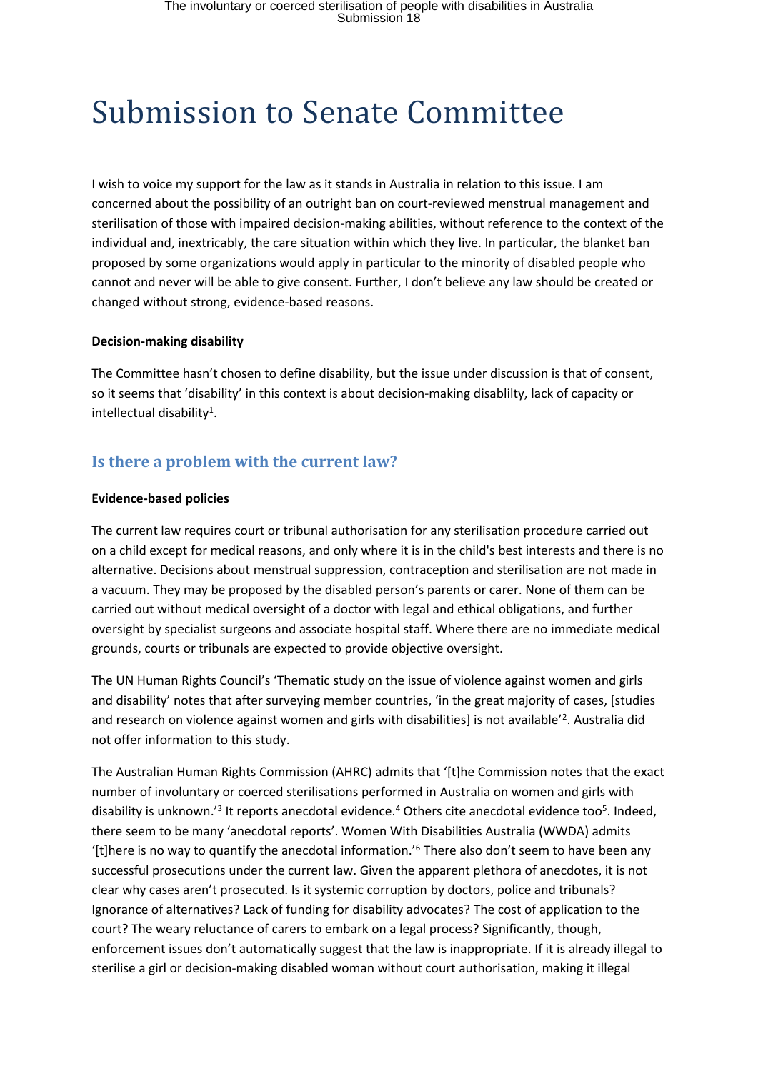# Submission to Senate Committee

I wish to voice my support for the law as it stands in Australia in relation to this issue. I am concerned about the possibility of an outright ban on court-reviewed menstrual management and sterilisation of those with impaired decision-making abilities, without reference to the context of the individual and, inextricably, the care situation within which they live. In particular, the blanket ban proposed by some organizations would apply in particular to the minority of disabled people who cannot and never will be able to give consent. Further, I don't believe any law should be created or changed without strong, evidence-based reasons.

**Decision-making disability**

The Committee hasn't chosen to define disability, but the issue under discussion is that of consent, so it seems that 'disability' in this context is about decision-making disablilty, lack of capacity or intellectual disability[1].

## Is there a problem with the current law?

**Evidence-based policies**

The current law requires court or tribunal authorisation for any sterilisation procedure carried out on a child except for medical reasons, and only where it is in the child's best interests and there is no alternative. Decisions about menstrual suppression, contraception and sterilisation are not made in a vacuum. They may be proposed by the disabled person's parents or carer. None of them can be carried out without medical oversight of a doctor with legal and ethical obligations, and further oversight by specialist surgeons and associate hospital staff. Where there are no immediate medical grounds, courts or tribunals are expected to provide objective oversight.

The UN Human Rights Council's 'Thematic study on the issue of violence against women and girls and disability' notes that after surveying member countries, 'in the great majority of cases, [studies and research on violence against women and girls with disabilities] is not available'[2]. Australia did not offer information to this study.

The Australian Human Rights Commission (AHRC) admits that '[t]he Commission notes that the exact number of involuntary or coerced sterilisations performed in Australia on women and girls with disability is unknown.'[3] It reports anecdotal evidence.[4] Others cite anecdotal evidence too[5]. Indeed, there seem to be many 'anecdotal reports'. Women With Disabilities Australia (WWDA) admits '[t]here is no way to quantify the anecdotal information.'[6] There also don't seem to have been any successful prosecutions under the current law. Given the apparent plethora of anecdotes, it is not clear why cases aren't prosecuted. Is it systemic corruption by doctors, police and tribunals? Ignorance of alternatives? Lack of funding for disability advocates? The cost of application to the court? The weary reluctance of carers to embark on a legal process? Significantly, though, enforcement issues don't automatically suggest that the law is inappropriate. If it is already illegal to sterilise a girl or decision-making disabled woman without court authorisation, making it illegal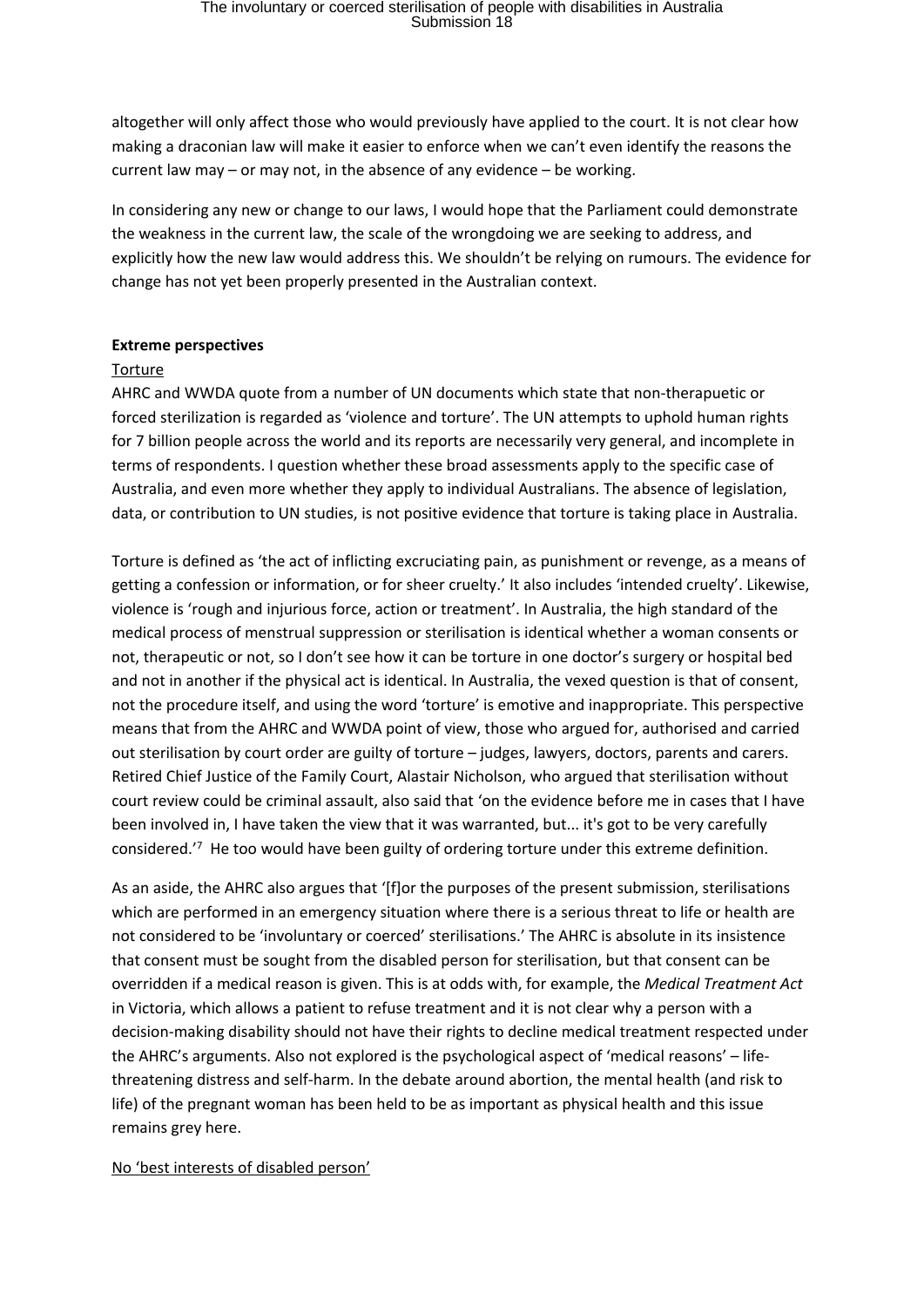altogether will only affect those who would previously have applied to the court. It is not clear how making a draconian law will make it easier to enforce when we can't even identify the reasons the current law may – or may not, in the absence of any evidence – be working.

In considering any new or change to our laws, I would hope that the Parliament could demonstrate the weakness in the current law, the scale of the wrongdoing we are seeking to address, and explicitly how the new law would address this. We shouldn't be relying on rumours. The evidence for change has not yet been properly presented in the Australian context.

**Extreme perspectives**

Torture

AHRC and WWDA quote from a number of UN documents which state that non-therapuetic or forced sterilization is regarded as 'violence and torture'. The UN attempts to uphold human rights for 7 billion people across the world and its reports are necessarily very general, and incomplete in terms of respondents. I question whether these broad assessments apply to the specific case of Australia, and even more whether they apply to individual Australians. The absence of legislation, data, or contribution to UN studies, is not positive evidence that torture is taking place in Australia.

Torture is defined as 'the act of inflicting excruciating pain, as punishment or revenge, as a means of getting a confession or information, or for sheer cruelty.' It also includes 'intended cruelty'. Likewise, violence is 'rough and injurious force, action or treatment'. In Australia, the high standard of the medical process of menstrual suppression or sterilisation is identical whether a woman consents or not, therapeutic or not, so I don't see how it can be torture in one doctor's surgery or hospital bed and not in another if the physical act is identical. In Australia, the vexed question is that of consent, not the procedure itself, and using the word 'torture' is emotive and inappropriate. This perspective means that from the AHRC and WWDA point of view, those who argued for, authorised and carried out sterilisation by court order are guilty of torture – judges, lawyers, doctors, parents and carers. Retired Chief Justice of the Family Court, Alastair Nicholson, who argued that sterilisation without court review could be criminal assault, also said that 'on the evidence before me in cases that I have been involved in, I have taken the view that it was warranted, but... it's got to be very carefully considered.'[7] He too would have been guilty of ordering torture under this extreme definition.

As an aside, the AHRC also argues that '[f]or the purposes of the present submission, sterilisations which are performed in an emergency situation where there is a serious threat to life or health are not considered to be 'involuntary or coerced' sterilisations.' The AHRC is absolute in its insistence that consent must be sought from the disabled person for sterilisation, but that consent can be overridden if a medical reason is given. This is at odds with, for example, the *Medical Treatment Act* in Victoria, which allows a patient to refuse treatment and it is not clear why a person with a decision-making disability should not have their rights to decline medical treatment respected under the AHRC's arguments. Also not explored is the psychological aspect of 'medical reasons' – life-threatening distress and self-harm. In the debate around abortion, the mental health (and risk to life) of the pregnant woman has been held to be as important as physical health and this issue remains grey here.

No 'best interests of disabled person'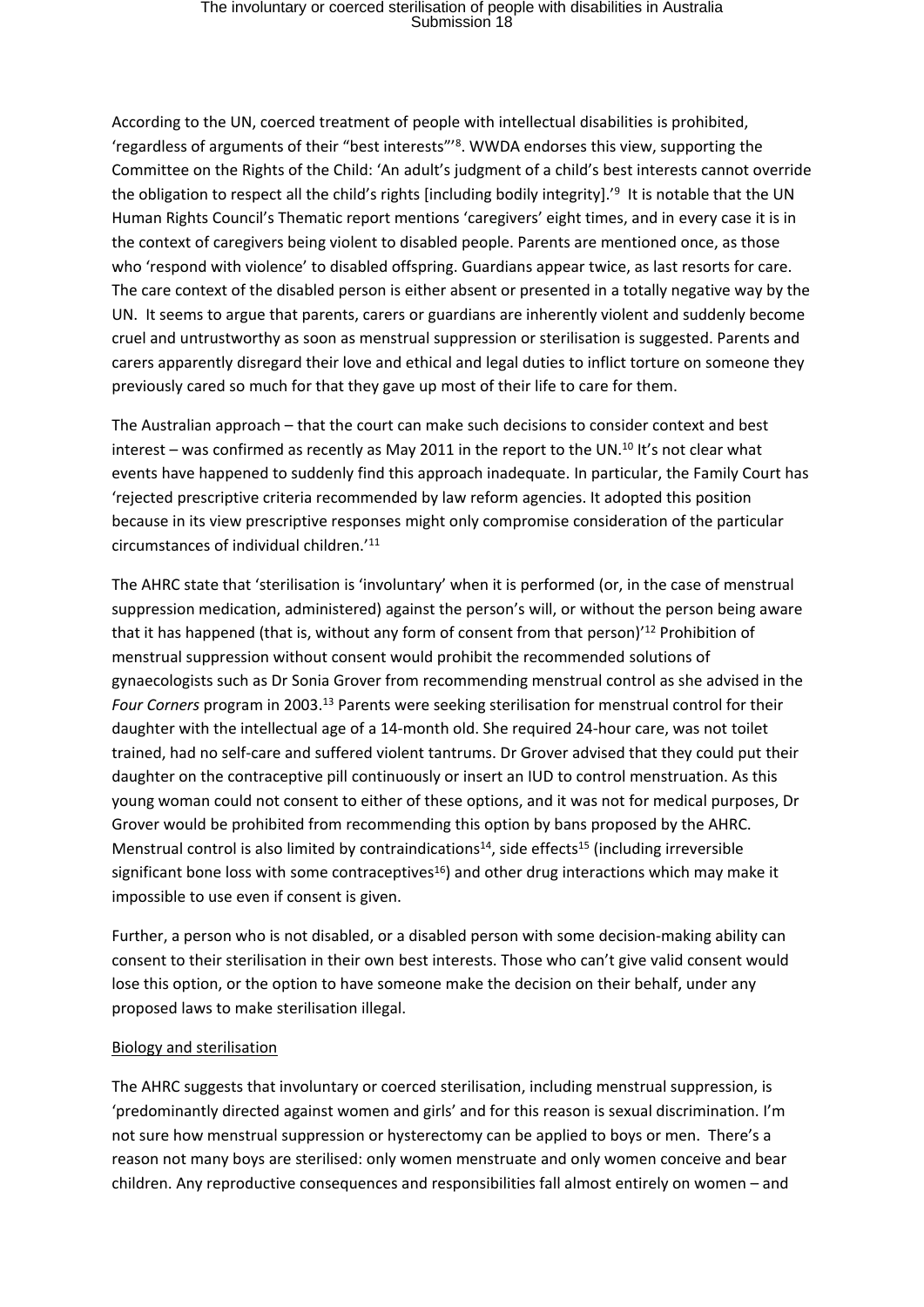According to the UN, coerced treatment of people with intellectual disabilities is prohibited, 'regardless of arguments of their "best interests"'[8]. WWDA endorses this view, supporting the Committee on the Rights of the Child: 'An adult's judgment of a child's best interests cannot override the obligation to respect all the child's rights [including bodily integrity].'[9] It is notable that the UN Human Rights Council's Thematic report mentions 'caregivers' eight times, and in every case it is in the context of caregivers being violent to disabled people. Parents are mentioned once, as those who 'respond with violence' to disabled offspring. Guardians appear twice, as last resorts for care. The care context of the disabled person is either absent or presented in a totally negative way by the UN. It seems to argue that parents, carers or guardians are inherently violent and suddenly become cruel and untrustworthy as soon as menstrual suppression or sterilisation is suggested. Parents and carers apparently disregard their love and ethical and legal duties to inflict torture on someone they previously cared so much for that they gave up most of their life to care for them.

The Australian approach – that the court can make such decisions to consider context and best interest – was confirmed as recently as May 2011 in the report to the UN.[10] It's not clear what events have happened to suddenly find this approach inadequate. In particular, the Family Court has 'rejected prescriptive criteria recommended by law reform agencies. It adopted this position because in its view prescriptive responses might only compromise consideration of the particular circumstances of individual children.'[11]

The AHRC state that 'sterilisation is 'involuntary' when it is performed (or, in the case of menstrual suppression medication, administered) against the person's will, or without the person being aware that it has happened (that is, without any form of consent from that person)'[12] Prohibition of menstrual suppression without consent would prohibit the recommended solutions of gynaecologists such as Dr Sonia Grover from recommending menstrual control as she advised in the *Four Corners* program in 2003.[13] Parents were seeking sterilisation for menstrual control for their daughter with the intellectual age of a 14-month old. She required 24-hour care, was not toilet trained, had no self-care and suffered violent tantrums. Dr Grover advised that they could put their daughter on the contraceptive pill continuously or insert an IUD to control menstruation. As this young woman could not consent to either of these options, and it was not for medical purposes, Dr Grover would be prohibited from recommending this option by bans proposed by the AHRC. Menstrual control is also limited by contraindications[14], side effects[15] (including irreversible significant bone loss with some contraceptives[16]) and other drug interactions which may make it impossible to use even if consent is given.

Further, a person who is not disabled, or a disabled person with some decision-making ability can consent to their sterilisation in their own best interests. Those who can't give valid consent would lose this option, or the option to have someone make the decision on their behalf, under any proposed laws to make sterilisation illegal.

## Biology and sterilisation

The AHRC suggests that involuntary or coerced sterilisation, including menstrual suppression, is 'predominantly directed against women and girls' and for this reason is sexual discrimination. I'm not sure how menstrual suppression or hysterectomy can be applied to boys or men. There's a reason not many boys are sterilised: only women menstruate and only women conceive and bear children. Any reproductive consequences and responsibilities fall almost entirely on women – and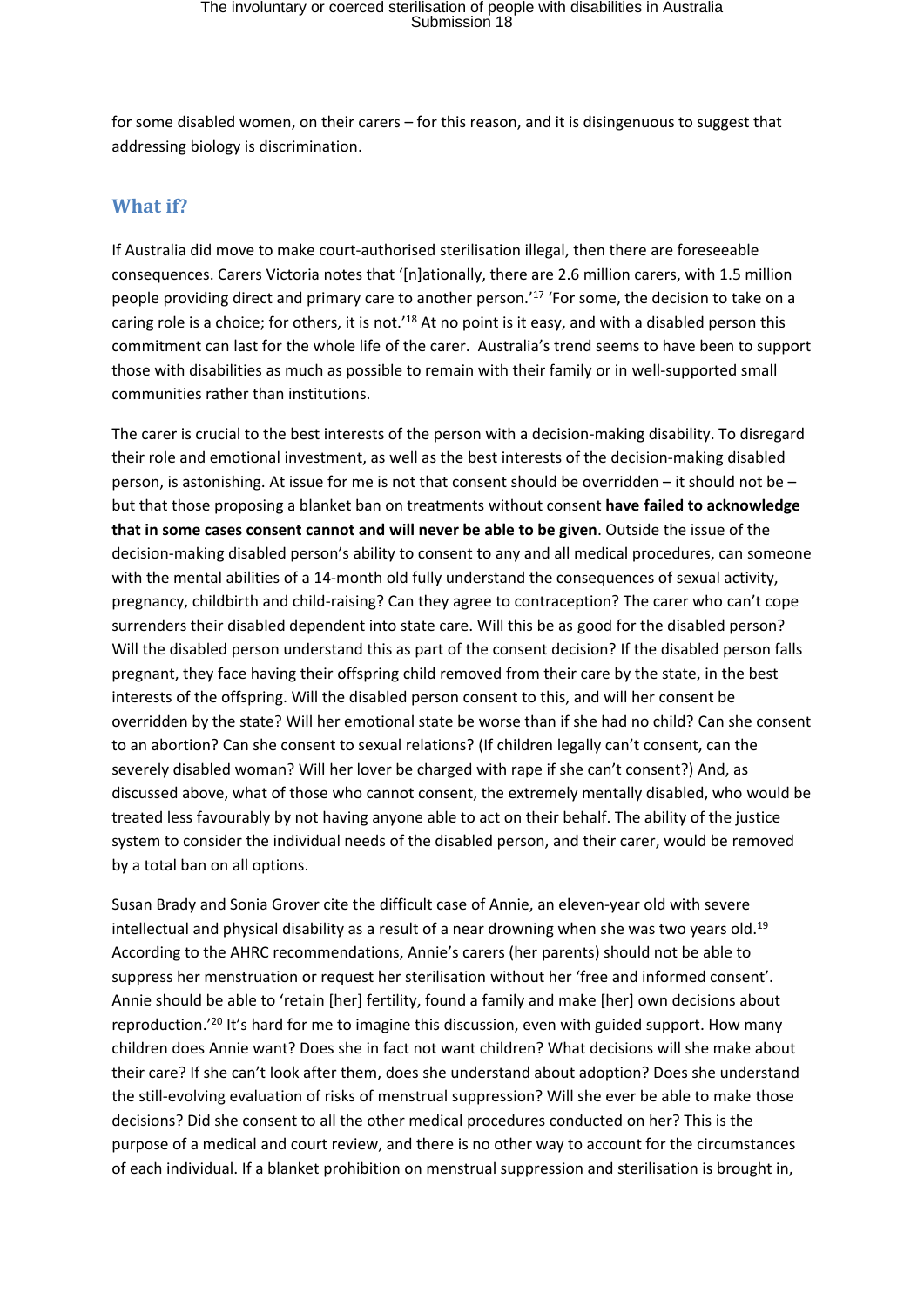for some disabled women, on their carers – for this reason, and it is disingenuous to suggest that addressing biology is discrimination.

## What if?

If Australia did move to make court-authorised sterilisation illegal, then there are foreseeable consequences. Carers Victoria notes that '[n]ationally, there are 2.6 million carers, with 1.5 million people providing direct and primary care to another person.'[17] 'For some, the decision to take on a caring role is a choice; for others, it is not.'[18] At no point is it easy, and with a disabled person this commitment can last for the whole life of the carer. Australia's trend seems to have been to support those with disabilities as much as possible to remain with their family or in well-supported small communities rather than institutions.

The carer is crucial to the best interests of the person with a decision-making disability. To disregard their role and emotional investment, as well as the best interests of the decision-making disabled person, is astonishing. At issue for me is not that consent should be overridden – it should not be – but that those proposing a blanket ban on treatments without consent **have failed to acknowledge that in some cases consent cannot and will never be able to be given**. Outside the issue of the decision-making disabled person's ability to consent to any and all medical procedures, can someone with the mental abilities of a 14-month old fully understand the consequences of sexual activity, pregnancy, childbirth and child-raising? Can they agree to contraception? The carer who can't cope surrenders their disabled dependent into state care. Will this be as good for the disabled person? Will the disabled person understand this as part of the consent decision? If the disabled person falls pregnant, they face having their offspring child removed from their care by the state, in the best interests of the offspring. Will the disabled person consent to this, and will her consent be overridden by the state? Will her emotional state be worse than if she had no child? Can she consent to an abortion? Can she consent to sexual relations? (If children legally can't consent, can the severely disabled woman? Will her lover be charged with rape if she can't consent?) And, as discussed above, what of those who cannot consent, the extremely mentally disabled, who would be treated less favourably by not having anyone able to act on their behalf. The ability of the justice system to consider the individual needs of the disabled person, and their carer, would be removed by a total ban on all options.

Susan Brady and Sonia Grover cite the difficult case of Annie, an eleven-year old with severe intellectual and physical disability as a result of a near drowning when she was two years old.[19] According to the AHRC recommendations, Annie's carers (her parents) should not be able to suppress her menstruation or request her sterilisation without her 'free and informed consent'. Annie should be able to 'retain [her] fertility, found a family and make [her] own decisions about reproduction.'[20] It's hard for me to imagine this discussion, even with guided support. How many children does Annie want? Does she in fact not want children? What decisions will she make about their care? If she can't look after them, does she understand about adoption? Does she understand the still-evolving evaluation of risks of menstrual suppression? Will she ever be able to make those decisions? Did she consent to all the other medical procedures conducted on her? This is the purpose of a medical and court review, and there is no other way to account for the circumstances of each individual. If a blanket prohibition on menstrual suppression and sterilisation is brought in,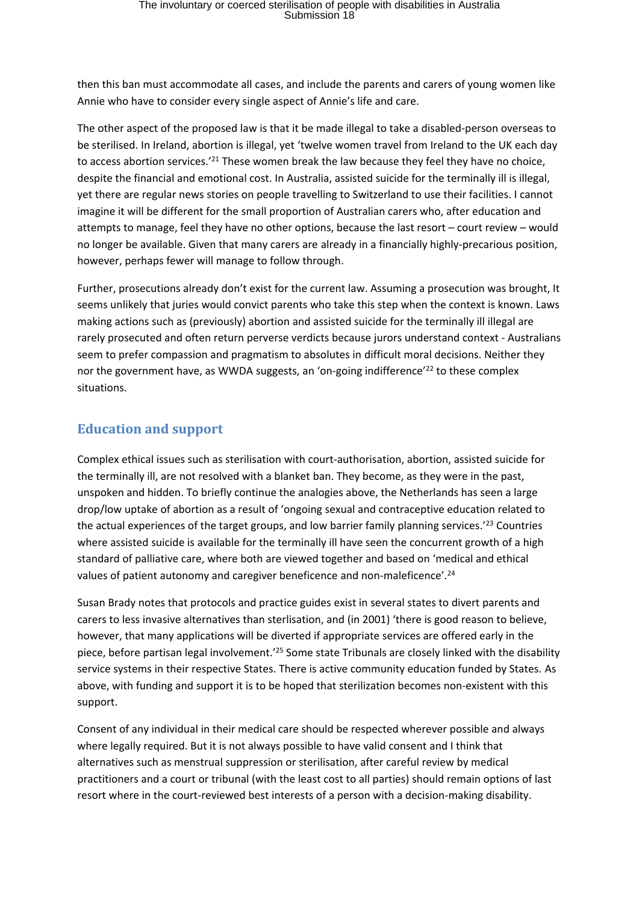then this ban must accommodate all cases, and include the parents and carers of young women like Annie who have to consider every single aspect of Annie's life and care.

The other aspect of the proposed law is that it be made illegal to take a disabled-person overseas to be sterilised. In Ireland, abortion is illegal, yet 'twelve women travel from Ireland to the UK each day to access abortion services.'[21] These women break the law because they feel they have no choice, despite the financial and emotional cost. In Australia, assisted suicide for the terminally ill is illegal, yet there are regular news stories on people travelling to Switzerland to use their facilities. I cannot imagine it will be different for the small proportion of Australian carers who, after education and attempts to manage, feel they have no other options, because the last resort – court review – would no longer be available. Given that many carers are already in a financially highly-precarious position, however, perhaps fewer will manage to follow through.

Further, prosecutions already don't exist for the current law. Assuming a prosecution was brought, It seems unlikely that juries would convict parents who take this step when the context is known. Laws making actions such as (previously) abortion and assisted suicide for the terminally ill illegal are rarely prosecuted and often return perverse verdicts because jurors understand context - Australians seem to prefer compassion and pragmatism to absolutes in difficult moral decisions. Neither they nor the government have, as WWDA suggests, an 'on-going indifference'[22] to these complex situations.

## Education and support

Complex ethical issues such as sterilisation with court-authorisation, abortion, assisted suicide for the terminally ill, are not resolved with a blanket ban. They become, as they were in the past, unspoken and hidden. To briefly continue the analogies above, the Netherlands has seen a large drop/low uptake of abortion as a result of 'ongoing sexual and contraceptive education related to the actual experiences of the target groups, and low barrier family planning services.'[23] Countries where assisted suicide is available for the terminally ill have seen the concurrent growth of a high standard of palliative care, where both are viewed together and based on 'medical and ethical values of patient autonomy and caregiver beneficence and non-maleficence'.[24]

Susan Brady notes that protocols and practice guides exist in several states to divert parents and carers to less invasive alternatives than sterlisation, and (in 2001) 'there is good reason to believe, however, that many applications will be diverted if appropriate services are offered early in the piece, before partisan legal involvement.'[25] Some state Tribunals are closely linked with the disability service systems in their respective States. There is active community education funded by States. As above, with funding and support it is to be hoped that sterilization becomes non-existent with this support.

Consent of any individual in their medical care should be respected wherever possible and always where legally required. But it is not always possible to have valid consent and I think that alternatives such as menstrual suppression or sterilisation, after careful review by medical practitioners and a court or tribunal (with the least cost to all parties) should remain options of last resort where in the court-reviewed best interests of a person with a decision-making disability.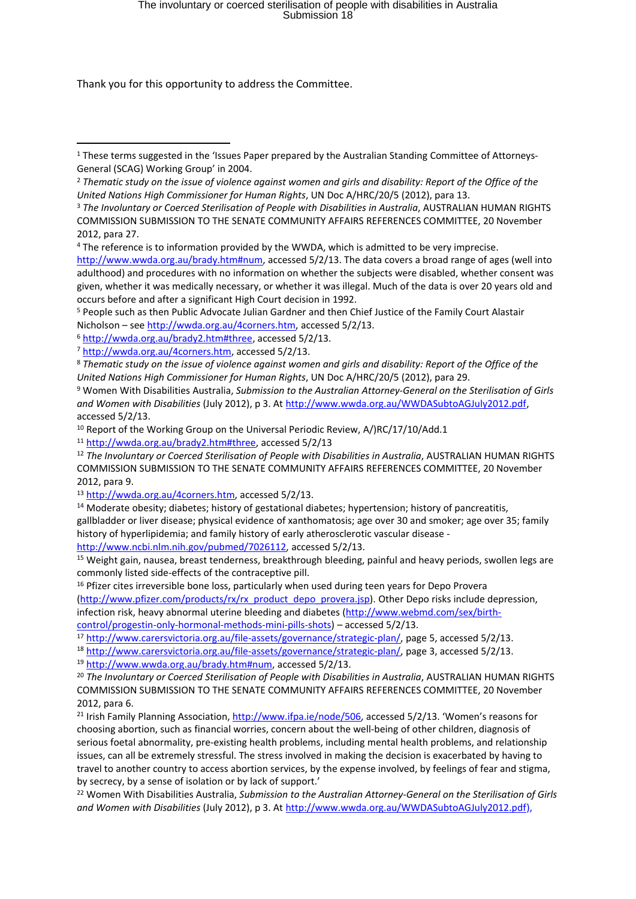Thank you for this opportunity to address the Committee.

---

[1] These terms suggested in the 'Issues Paper prepared by the Australian Standing Committee of Attorneys-General (SCAG) Working Group' in 2004.

[2] *Thematic study on the issue of violence against women and girls and disability: Report of the Office of the United Nations High Commissioner for Human Rights*, UN Doc A/HRC/20/5 (2012), para 13.

[3] *The Involuntary or Coerced Sterilisation of People with Disabilities in Australia*, AUSTRALIAN HUMAN RIGHTS COMMISSION SUBMISSION TO THE SENATE COMMUNITY AFFAIRS REFERENCES COMMITTEE, 20 November 2012, para 27.

[4] The reference is to information provided by the WWDA, which is admitted to be very imprecise. http://www.wwda.org.au/brady.htm#num, accessed 5/2/13. The data covers a broad range of ages (well into adulthood) and procedures with no information on whether the subjects were disabled, whether consent was given, whether it was medically necessary, or whether it was illegal. Much of the data is over 20 years old and occurs before and after a significant High Court decision in 1992.

[5] People such as then Public Advocate Julian Gardner and then Chief Justice of the Family Court Alastair Nicholson – see http://wwda.org.au/4corners.htm, accessed 5/2/13.

[6] http://wwda.org.au/brady2.htm#three, accessed 5/2/13.

[7] http://wwda.org.au/4corners.htm, accessed 5/2/13.

[8] *Thematic study on the issue of violence against women and girls and disability: Report of the Office of the United Nations High Commissioner for Human Rights*, UN Doc A/HRC/20/5 (2012), para 29.

[9] Women With Disabilities Australia, *Submission to the Australian Attorney-General on the Sterilisation of Girls and Women with Disabilities* (July 2012), p 3. At http://www.wwda.org.au/WWDASubtoAGJuly2012.pdf, accessed 5/2/13.

[10] Report of the Working Group on the Universal Periodic Review, A/)RC/17/10/Add.1

[11] http://wwda.org.au/brady2.htm#three, accessed 5/2/13

[12] *The Involuntary or Coerced Sterilisation of People with Disabilities in Australia*, AUSTRALIAN HUMAN RIGHTS COMMISSION SUBMISSION TO THE SENATE COMMUNITY AFFAIRS REFERENCES COMMITTEE, 20 November 2012, para 9.

[13] http://wwda.org.au/4corners.htm, accessed 5/2/13.

[14] Moderate obesity; diabetes; history of gestational diabetes; hypertension; history of pancreatitis, gallbladder or liver disease; physical evidence of xanthomatosis; age over 30 and smoker; age over 35; family history of hyperlipidemia; and family history of early atherosclerotic vascular disease - http://www.ncbi.nlm.nih.gov/pubmed/7026112, accessed 5/2/13.

[15] Weight gain, nausea, breast tenderness, breakthrough bleeding, painful and heavy periods, swollen legs are commonly listed side-effects of the contraceptive pill.

[16] Pfizer cites irreversible bone loss, particularly when used during teen years for Depo Provera (http://www.pfizer.com/products/rx/rx_product_depo_provera.jsp). Other Depo risks include depression, infection risk, heavy abnormal uterine bleeding and diabetes (http://www.webmd.com/sex/birth-control/progestin-only-hormonal-methods-mini-pills-shots) – accessed 5/2/13.

[17] http://www.carersvictoria.org.au/file-assets/governance/strategic-plan/, page 5, accessed 5/2/13.

[18] http://www.carersvictoria.org.au/file-assets/governance/strategic-plan/, page 3, accessed 5/2/13.

[19] http://www.wwda.org.au/brady.htm#num, accessed 5/2/13.

[20] *The Involuntary or Coerced Sterilisation of People with Disabilities in Australia*, AUSTRALIAN HUMAN RIGHTS COMMISSION SUBMISSION TO THE SENATE COMMUNITY AFFAIRS REFERENCES COMMITTEE, 20 November 2012, para 6.

[21] Irish Family Planning Association, http://www.ifpa.ie/node/506, accessed 5/2/13. 'Women's reasons for choosing abortion, such as financial worries, concern about the well-being of other children, diagnosis of serious foetal abnormality, pre-existing health problems, including mental health problems, and relationship issues, can all be extremely stressful. The stress involved in making the decision is exacerbated by having to travel to another country to access abortion services, by the expense involved, by feelings of fear and stigma, by secrecy, by a sense of isolation or by lack of support.'

[22] Women With Disabilities Australia, *Submission to the Australian Attorney-General on the Sterilisation of Girls and Women with Disabilities* (July 2012), p 3. At http://www.wwda.org.au/WWDASubtoAGJuly2012.pdf),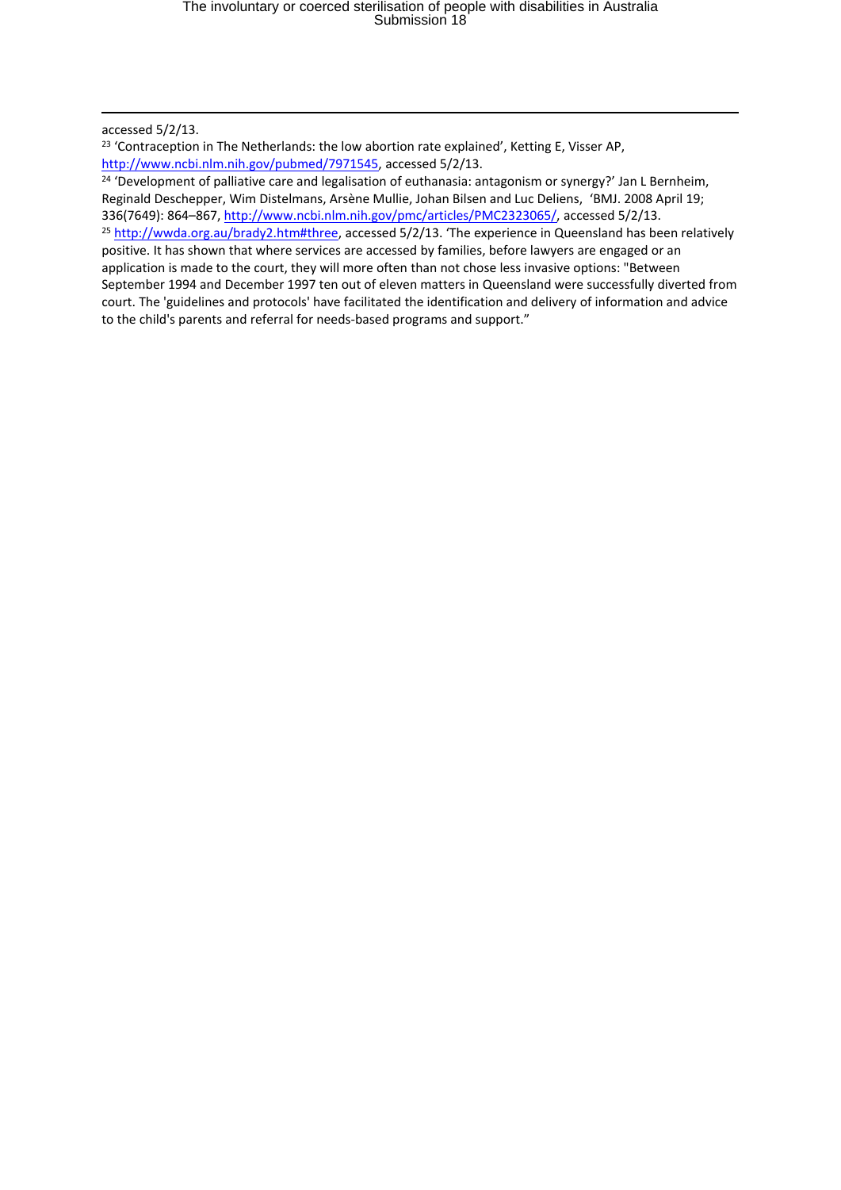accessed 5/2/13.

[23] 'Contraception in The Netherlands: the low abortion rate explained', Ketting E, Visser AP, http://www.ncbi.nlm.nih.gov/pubmed/7971545, accessed 5/2/13.

[24] 'Development of palliative care and legalisation of euthanasia: antagonism or synergy?' Jan L Bernheim, Reginald Deschepper, Wim Distelmans, Arsène Mullie, Johan Bilsen and Luc Deliens, 'BMJ. 2008 April 19; 336(7649): 864–867, http://www.ncbi.nlm.nih.gov/pmc/articles/PMC2323065/, accessed 5/2/13.

[25] http://wwda.org.au/brady2.htm#three, accessed 5/2/13. 'The experience in Queensland has been relatively positive. It has shown that where services are accessed by families, before lawyers are engaged or an application is made to the court, they will more often than not chose less invasive options: "Between September 1994 and December 1997 ten out of eleven matters in Queensland were successfully diverted from court. The 'guidelines and protocols' have facilitated the identification and delivery of information and advice to the child's parents and referral for needs-based programs and support."